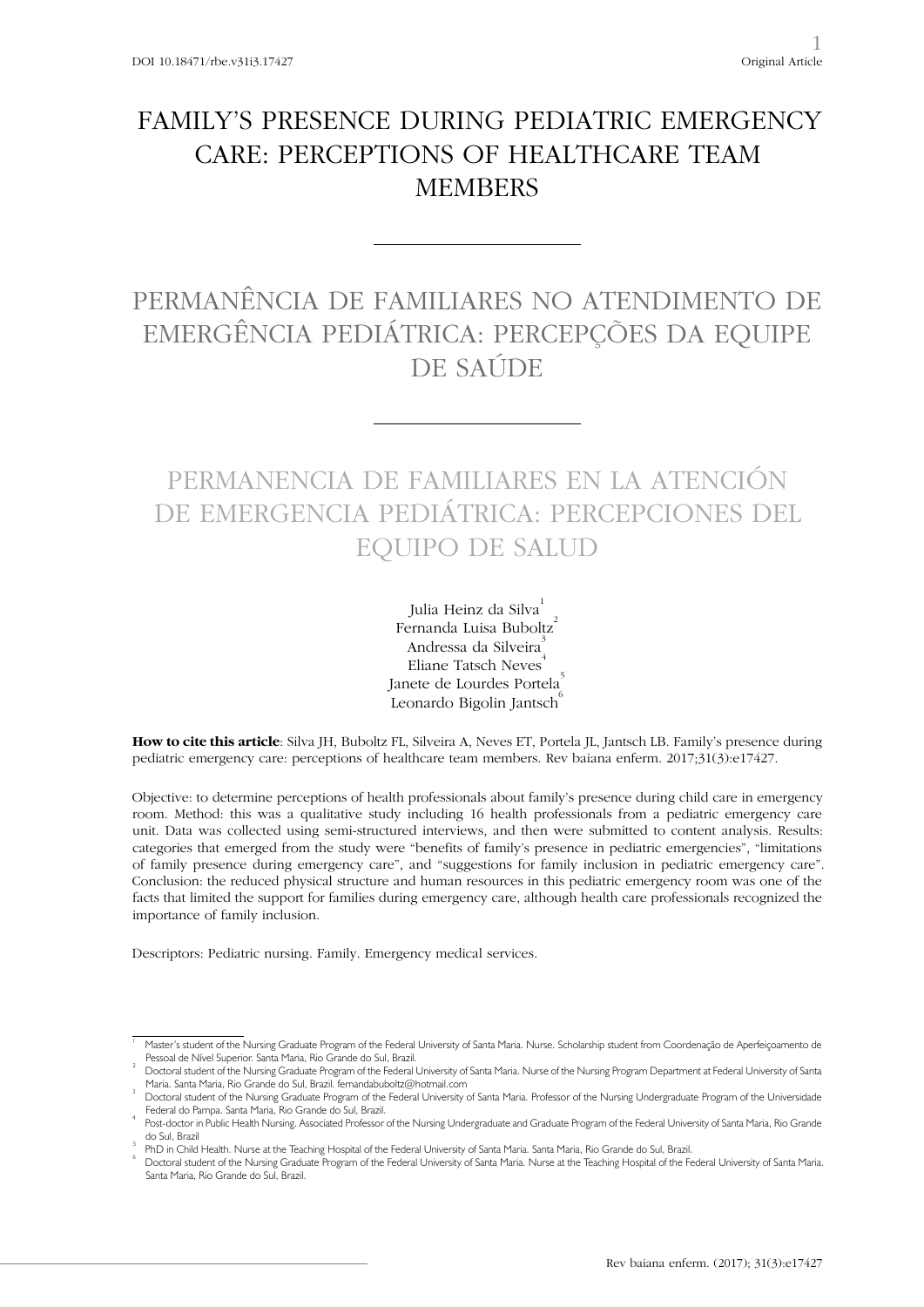# FAMILY'S PRESENCE DURING PEDIATRIC EMERGENCY CARE: PERCEPTIONS OF HEALTHCARE TEAM MEMBERS

# PERMANÊNCIA DE FAMILIARES NO ATENDIMENTO DE EMERGÊNCIA PEDIÁTRICA: PERCEPÇÕES DA EQUIPE DE SAÚDE

# PERMANENCIA DE FAMILIARES EN LA ATENCIÓN DE EMERGENCIA PEDIÁTRICA: PERCEPCIONES DEL EQUIPO DE SALUD

Julia Heinz da Silva[1]
Fernanda Luisa Buboltz[2]
Andressa da Silveira[3]
Eliane Tatsch Neves[4]
Janete de Lourdes Portela[5]
Leonardo Bigolin Jantsch[6]

**How to cite this article**: Silva JH, Buboltz FL, Silveira A, Neves ET, Portela JL, Jantsch LB. Family's presence during pediatric emergency care: perceptions of healthcare team members. Rev baiana enferm. 2017;31(3):e17427.

Objective: to determine perceptions of health professionals about family's presence during child care in emergency room. Method: this was a qualitative study including 16 health professionals from a pediatric emergency care unit. Data was collected using semi-structured interviews, and then were submitted to content analysis. Results: categories that emerged from the study were "benefits of family's presence in pediatric emergencies", "limitations of family presence during emergency care", and "suggestions for family inclusion in pediatric emergency care". Conclusion: the reduced physical structure and human resources in this pediatric emergency room was one of the facts that limited the support for families during emergency care, although health care professionals recognized the importance of family inclusion.

Descriptors: Pediatric nursing. Family. Emergency medical services.

---

[1] Master's student of the Nursing Graduate Program of the Federal University of Santa Maria. Nurse. Scholarship student from Coordenação de Aperfeiçoamento de Pessoal de Nível Superior. Santa Maria, Rio Grande do Sul, Brazil.

[2] Doctoral student of the Nursing Graduate Program of the Federal University of Santa Maria. Nurse of the Nursing Program Department at Federal University of Santa Maria. Santa Maria, Rio Grande do Sul, Brazil. fernandabuboltz@hotmail.com

[3] Doctoral student of the Nursing Graduate Program of the Federal University of Santa Maria. Professor of the Nursing Undergraduate Program of the Universidade Federal do Pampa. Santa Maria, Rio Grande do Sul, Brazil.

[4] Post-doctor in Public Health Nursing. Associated Professor of the Nursing Undergraduate and Graduate Program of the Federal University of Santa Maria, Rio Grande do Sul, Brazil

[5] PhD in Child Health. Nurse at the Teaching Hospital of the Federal University of Santa Maria. Santa Maria, Rio Grande do Sul, Brazil.

[6] Doctoral student of the Nursing Graduate Program of the Federal University of Santa Maria. Nurse at the Teaching Hospital of the Federal University of Santa Maria. Santa Maria, Rio Grande do Sul, Brazil.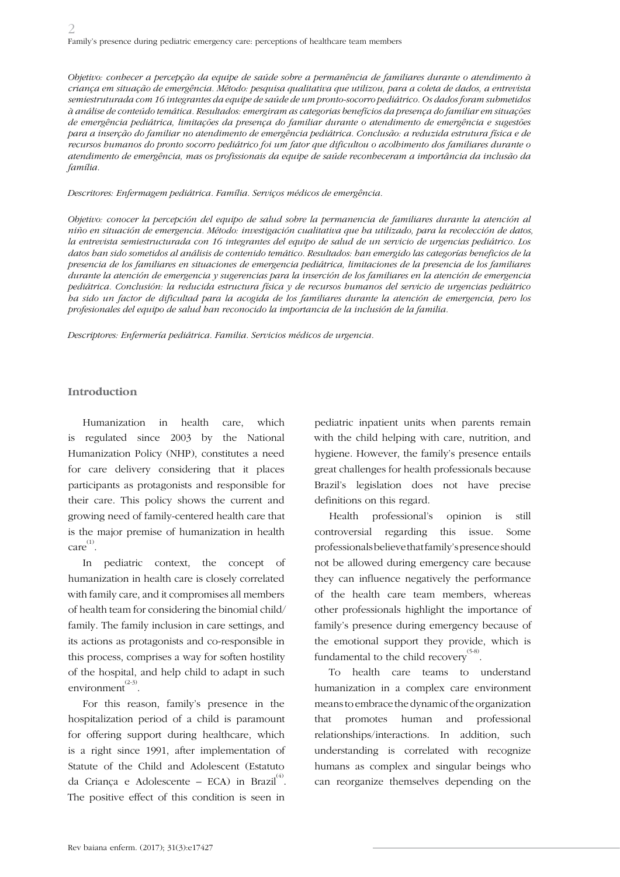*Objetivo: conhecer a percepção da equipe de saúde sobre a permanência de familiares durante o atendimento à criança em situação de emergência. Método: pesquisa qualitativa que utilizou, para a coleta de dados, a entrevista semiestruturada com 16 integrantes da equipe de saúde de um pronto-socorro pediátrico. Os dados foram submetidos à análise de conteúdo temática. Resultados: emergiram as categorias benefícios da presença do familiar em situações de emergência pediátrica, limitações da presença do familiar durante o atendimento de emergência e sugestões para a inserção do familiar no atendimento de emergência pediátrica. Conclusão: a reduzida estrutura física e de recursos humanos do pronto socorro pediátrico foi um fator que dificultou o acolhimento dos familiares durante o atendimento de emergência, mas os profissionais da equipe de saúde reconheceram a importância da inclusão da família.*

*Descritores: Enfermagem pediátrica. Família. Serviços médicos de emergência.*

*Objetivo: conocer la percepción del equipo de salud sobre la permanencia de familiares durante la atención al niño en situación de emergencia. Método: investigación cualitativa que ha utilizado, para la recolección de datos, la entrevista semiestructurada con 16 integrantes del equipo de salud de un servicio de urgencias pediátrico. Los datos han sido sometidos al análisis de contenido temático. Resultados: han emergido las categorías beneficios de la presencia de los familiares en situaciones de emergencia pediátrica, limitaciones de la presencia de los familiares durante la atención de emergencia y sugerencias para la inserción de los familiares en la atención de emergencia pediátrica. Conclusión: la reducida estructura física y de recursos humanos del servicio de urgencias pediátrico ha sido un factor de dificultad para la acogida de los familiares durante la atención de emergencia, pero los profesionales del equipo de salud han reconocido la importancia de la inclusión de la familia.*

*Descriptores: Enfermería pediátrica. Familia. Servicios médicos de urgencia.*

## Introduction

Humanization in health care, which is regulated since 2003 by the National Humanization Policy (NHP), constitutes a need for care delivery considering that it places participants as protagonists and responsible for their care. This policy shows the current and growing need of family-centered health care that is the major premise of humanization in health care[1].

In pediatric context, the concept of humanization in health care is closely correlated with family care, and it compromises all members of health team for considering the binomial child/family. The family inclusion in care settings, and its actions as protagonists and co-responsible in this process, comprises a way for soften hostility of the hospital, and help child to adapt in such environment[2-3].

For this reason, family's presence in the hospitalization period of a child is paramount for offering support during healthcare, which is a right since 1991, after implementation of Statute of the Child and Adolescent (Estatuto da Criança e Adolescente – ECA) in Brazil[4]. The positive effect of this condition is seen in pediatric inpatient units when parents remain with the child helping with care, nutrition, and hygiene. However, the family's presence entails great challenges for health professionals because Brazil's legislation does not have precise definitions on this regard.

Health professional's opinion is still controversial regarding this issue. Some professionals believe that family's presence should not be allowed during emergency care because they can influence negatively the performance of the health care team members, whereas other professionals highlight the importance of family's presence during emergency because of the emotional support they provide, which is fundamental to the child recovery[5-8].

To health care teams to understand humanization in a complex care environment means to embrace the dynamic of the organization that promotes human and professional relationships/interactions. In addition, such understanding is correlated with recognize humans as complex and singular beings who can reorganize themselves depending on the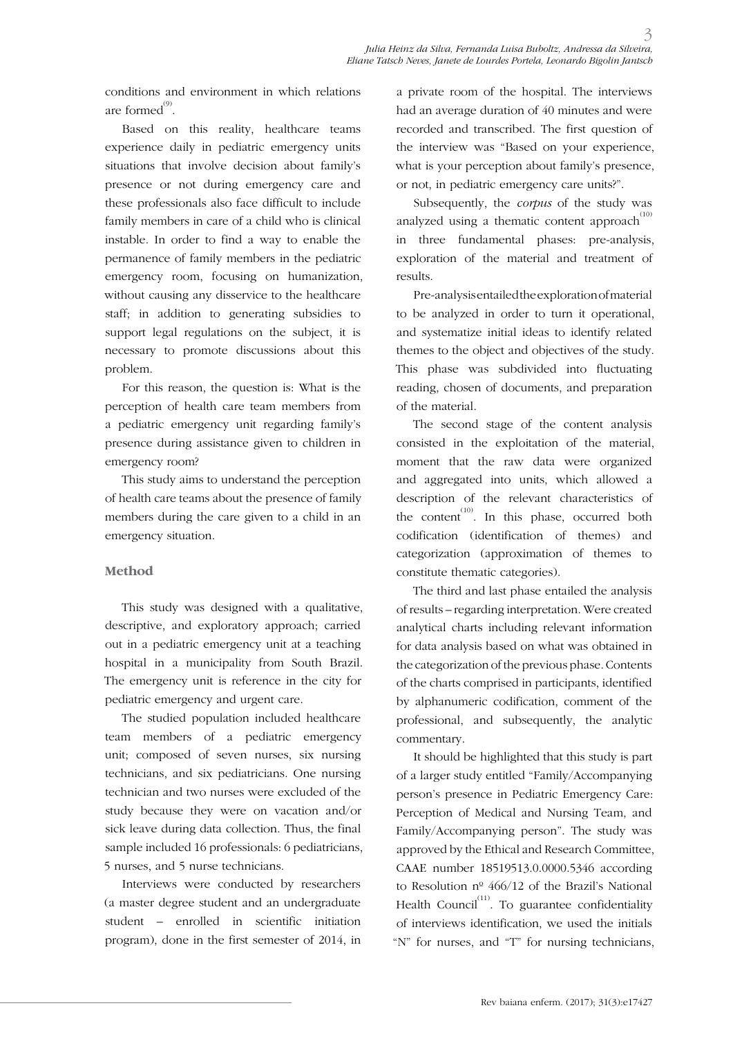conditions and environment in which relations are formed[9].

Based on this reality, healthcare teams experience daily in pediatric emergency units situations that involve decision about family's presence or not during emergency care and these professionals also face difficult to include family members in care of a child who is clinical instable. In order to find a way to enable the permanence of family members in the pediatric emergency room, focusing on humanization, without causing any disservice to the healthcare staff; in addition to generating subsidies to support legal regulations on the subject, it is necessary to promote discussions about this problem.

For this reason, the question is: What is the perception of health care team members from a pediatric emergency unit regarding family's presence during assistance given to children in emergency room?

This study aims to understand the perception of health care teams about the presence of family members during the care given to a child in an emergency situation.

## Method

This study was designed with a qualitative, descriptive, and exploratory approach; carried out in a pediatric emergency unit at a teaching hospital in a municipality from South Brazil. The emergency unit is reference in the city for pediatric emergency and urgent care.

The studied population included healthcare team members of a pediatric emergency unit; composed of seven nurses, six nursing technicians, and six pediatricians. One nursing technician and two nurses were excluded of the study because they were on vacation and/or sick leave during data collection. Thus, the final sample included 16 professionals: 6 pediatricians, 5 nurses, and 5 nurse technicians.

Interviews were conducted by researchers (a master degree student and an undergraduate student – enrolled in scientific initiation program), done in the first semester of 2014, in a private room of the hospital. The interviews had an average duration of 40 minutes and were recorded and transcribed. The first question of the interview was "Based on your experience, what is your perception about family's presence, or not, in pediatric emergency care units?".

Subsequently, the *corpus* of the study was analyzed using a thematic content approach[10] in three fundamental phases: pre-analysis, exploration of the material and treatment of results.

Pre-analysis entailed the exploration of material to be analyzed in order to turn it operational, and systematize initial ideas to identify related themes to the object and objectives of the study. This phase was subdivided into fluctuating reading, chosen of documents, and preparation of the material.

The second stage of the content analysis consisted in the exploitation of the material, moment that the raw data were organized and aggregated into units, which allowed a description of the relevant characteristics of the content[10]. In this phase, occurred both codification (identification of themes) and categorization (approximation of themes to constitute thematic categories).

The third and last phase entailed the analysis of results – regarding interpretation. Were created analytical charts including relevant information for data analysis based on what was obtained in the categorization of the previous phase. Contents of the charts comprised in participants, identified by alphanumeric codification, comment of the professional, and subsequently, the analytic commentary.

It should be highlighted that this study is part of a larger study entitled "Family/Accompanying person's presence in Pediatric Emergency Care: Perception of Medical and Nursing Team, and Family/Accompanying person". The study was approved by the Ethical and Research Committee, CAAE number 18519513.0.0000.5346 according to Resolution nº 466/12 of the Brazil's National Health Council[11]. To guarantee confidentiality of interviews identification, we used the initials "N" for nurses, and "T" for nursing technicians,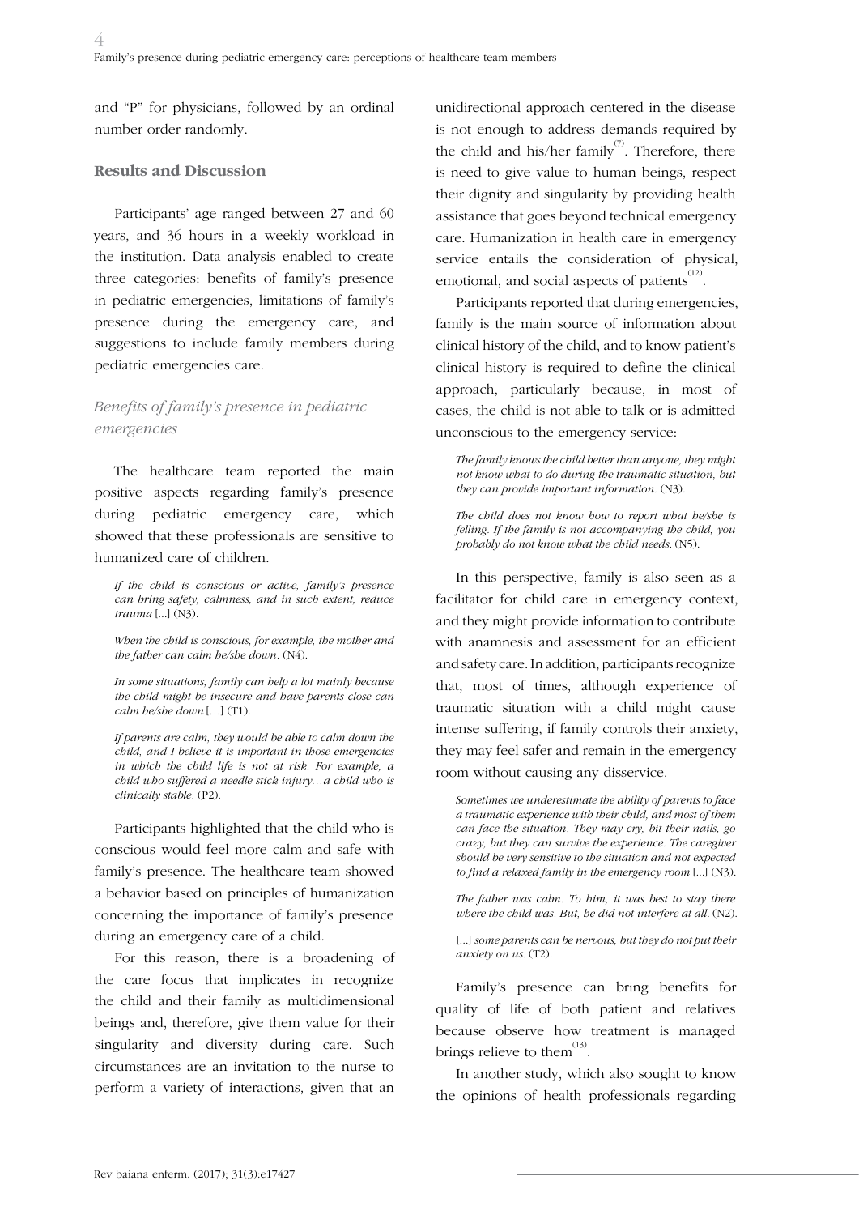and "P" for physicians, followed by an ordinal number order randomly.

## Results and Discussion

Participants' age ranged between 27 and 60 years, and 36 hours in a weekly workload in the institution. Data analysis enabled to create three categories: benefits of family's presence in pediatric emergencies, limitations of family's presence during the emergency care, and suggestions to include family members during pediatric emergencies care.

### *Benefits of family's presence in pediatric emergencies*

The healthcare team reported the main positive aspects regarding family's presence during pediatric emergency care, which showed that these professionals are sensitive to humanized care of children.

> *If the child is conscious or active, family's presence can bring safety, calmness, and in such extent, reduce trauma* [...] (N3).
>
> *When the child is conscious, for example, the mother and the father can calm he/she down.* (N4).
>
> *In some situations, family can help a lot mainly because the child might be insecure and have parents close can calm he/she down* [...] (T1).
>
> *If parents are calm, they would be able to calm down the child, and I believe it is important in those emergencies in which the child life is not at risk. For example, a child who suffered a needle stick injury…a child who is clinically stable.* (P2).

Participants highlighted that the child who is conscious would feel more calm and safe with family's presence. The healthcare team showed a behavior based on principles of humanization concerning the importance of family's presence during an emergency care of a child.

For this reason, there is a broadening of the care focus that implicates in recognize the child and their family as multidimensional beings and, therefore, give them value for their singularity and diversity during care. Such circumstances are an invitation to the nurse to perform a variety of interactions, given that an unidirectional approach centered in the disease is not enough to address demands required by the child and his/her family[7]. Therefore, there is need to give value to human beings, respect their dignity and singularity by providing health assistance that goes beyond technical emergency care. Humanization in health care in emergency service entails the consideration of physical, emotional, and social aspects of patients[12].

Participants reported that during emergencies, family is the main source of information about clinical history of the child, and to know patient's clinical history is required to define the clinical approach, particularly because, in most of cases, the child is not able to talk or is admitted unconscious to the emergency service:

> *The family knows the child better than anyone, they might not know what to do during the traumatic situation, but they can provide important information.* (N3).
>
> *The child does not know how to report what he/she is felling. If the family is not accompanying the child, you probably do not know what the child needs.* (N5).

In this perspective, family is also seen as a facilitator for child care in emergency context, and they might provide information to contribute with anamnesis and assessment for an efficient and safety care. In addition, participants recognize that, most of times, although experience of traumatic situation with a child might cause intense suffering, if family controls their anxiety, they may feel safer and remain in the emergency room without causing any disservice.

> *Sometimes we underestimate the ability of parents to face a traumatic experience with their child, and most of them can face the situation. They may cry, bit their nails, go crazy, but they can survive the experience. The caregiver should be very sensitive to the situation and not expected to find a relaxed family in the emergency room* [...] (N3).
>
> *The father was calm. To him, it was best to stay there where the child was. But, he did not interfere at all.* (N2).
>
> [...] *some parents can be nervous, but they do not put their anxiety on us.* (T2).

Family's presence can bring benefits for quality of life of both patient and relatives because observe how treatment is managed brings relieve to them[13].

In another study, which also sought to know the opinions of health professionals regarding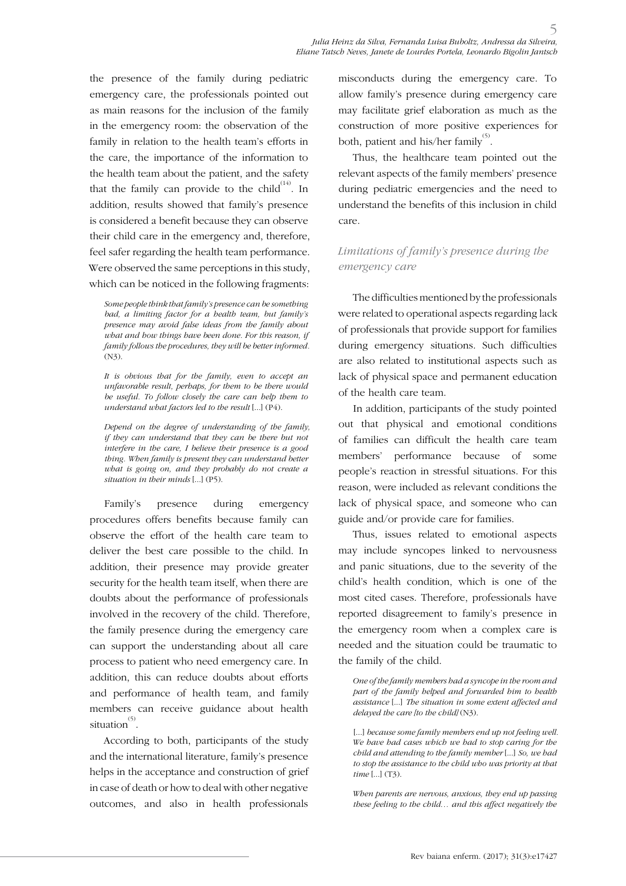the presence of the family during pediatric emergency care, the professionals pointed out as main reasons for the inclusion of the family in the emergency room: the observation of the family in relation to the health team's efforts in the care, the importance of the information to the health team about the patient, and the safety that the family can provide to the child[14]. In addition, results showed that family's presence is considered a benefit because they can observe their child care in the emergency and, therefore, feel safer regarding the health team performance. Were observed the same perceptions in this study, which can be noticed in the following fragments:

> *Some people think that family's presence can be something bad, a limiting factor for a health team, but family's presence may avoid false ideas from the family about what and how things have been done. For this reason, if family follows the procedures, they will be better informed.* (N3).

> *It is obvious that for the family, even to accept an unfavorable result, perhaps, for them to be there would be useful. To follow closely the care can help them to understand what factors led to the result* [...] (P4).

> *Depend on the degree of understanding of the family, if they can understand that they can be there but not interfere in the care, I believe their presence is a good thing. When family is present they can understand better what is going on, and they probably do not create a situation in their minds* [...] (P5).

Family's presence during emergency procedures offers benefits because family can observe the effort of the health care team to deliver the best care possible to the child. In addition, their presence may provide greater security for the health team itself, when there are doubts about the performance of professionals involved in the recovery of the child. Therefore, the family presence during the emergency care can support the understanding about all care process to patient who need emergency care. In addition, this can reduce doubts about efforts and performance of health team, and family members can receive guidance about health situation[5].

According to both, participants of the study and the international literature, family's presence helps in the acceptance and construction of grief in case of death or how to deal with other negative outcomes, and also in health professionals misconducts during the emergency care. To allow family's presence during emergency care may facilitate grief elaboration as much as the construction of more positive experiences for both, patient and his/her family[5].

Thus, the healthcare team pointed out the relevant aspects of the family members' presence during pediatric emergencies and the need to understand the benefits of this inclusion in child care.

### *Limitations of family's presence during the emergency care*

The difficulties mentioned by the professionals were related to operational aspects regarding lack of professionals that provide support for families during emergency situations. Such difficulties are also related to institutional aspects such as lack of physical space and permanent education of the health care team.

In addition, participants of the study pointed out that physical and emotional conditions of families can difficult the health care team members' performance because of some people's reaction in stressful situations. For this reason, were included as relevant conditions the lack of physical space, and someone who can guide and/or provide care for families.

Thus, issues related to emotional aspects may include syncopes linked to nervousness and panic situations, due to the severity of the child's health condition, which is one of the most cited cases. Therefore, professionals have reported disagreement to family's presence in the emergency room when a complex care is needed and the situation could be traumatic to the family of the child.

> *One of the family members had a syncope in the room and part of the family helped and forwarded him to health assistance* [...] *The situation in some extent affected and delayed the care [to the child]* (N3).

> [...] *because some family members end up not feeling well. We have had cases which we had to stop caring for the child and attending to the family member* [...] *So, we had to stop the assistance to the child who was priority at that time* [...] (T3).

> *When parents are nervous, anxious, they end up passing these feeling to the child… and this affect negatively the*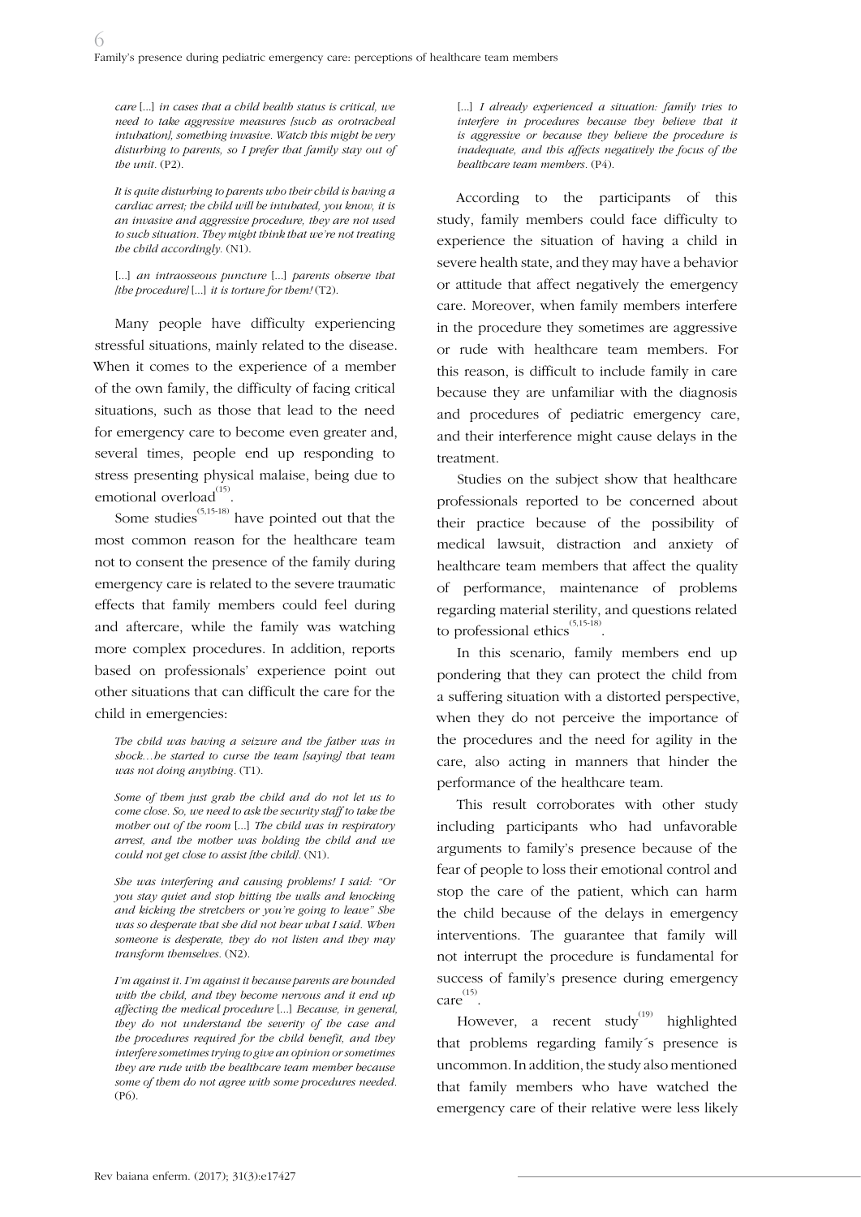*care* [...] *in cases that a child health status is critical, we need to take aggressive measures [such as orotracheal intubation], something invasive. Watch this might be very disturbing to parents, so I prefer that family stay out of the unit.* (P2).

*It is quite disturbing to parents who their child is having a cardiac arrest; the child will be intubated, you know, it is an invasive and aggressive procedure, they are not used to such situation. They might think that we're not treating the child accordingly.* (N1).

[...] *an intraosseous puncture* [...] *parents observe that [the procedure]* [...] *it is torture for them!* (T2).

Many people have difficulty experiencing stressful situations, mainly related to the disease. When it comes to the experience of a member of the own family, the difficulty of facing critical situations, such as those that lead to the need for emergency care to become even greater and, several times, people end up responding to stress presenting physical malaise, being due to emotional overload[15].

Some studies[5,15-18] have pointed out that the most common reason for the healthcare team not to consent the presence of the family during emergency care is related to the severe traumatic effects that family members could feel during and aftercare, while the family was watching more complex procedures. In addition, reports based on professionals' experience point out other situations that can difficult the care for the child in emergencies:

*The child was having a seizure and the father was in shock…he started to curse the team [saying] that team was not doing anything.* (T1).

*Some of them just grab the child and do not let us to come close. So, we need to ask the security staff to take the mother out of the room* [...] *The child was in respiratory arrest, and the mother was holding the child and we could not get close to assist [the child].* (N1).

*She was interfering and causing problems! I said: "Or you stay quiet and stop hitting the walls and knocking and kicking the stretchers or you're going to leave" She was so desperate that she did not hear what I said. When someone is desperate, they do not listen and they may transform themselves.* (N2).

*I'm against it. I'm against it because parents are bounded with the child, and they become nervous and it end up affecting the medical procedure* [...] *Because, in general, they do not understand the severity of the case and the procedures required for the child benefit, and they interfere sometimes trying to give an opinion or sometimes they are rude with the healthcare team member because some of them do not agree with some procedures needed.* (P6).

[...] *I already experienced a situation: family tries to interfere in procedures because they believe that it is aggressive or because they believe the procedure is inadequate, and this affects negatively the focus of the healthcare team members.* (P4).

According to the participants of this study, family members could face difficulty to experience the situation of having a child in severe health state, and they may have a behavior or attitude that affect negatively the emergency care. Moreover, when family members interfere in the procedure they sometimes are aggressive or rude with healthcare team members. For this reason, is difficult to include family in care because they are unfamiliar with the diagnosis and procedures of pediatric emergency care, and their interference might cause delays in the treatment.

Studies on the subject show that healthcare professionals reported to be concerned about their practice because of the possibility of medical lawsuit, distraction and anxiety of healthcare team members that affect the quality of performance, maintenance of problems regarding material sterility, and questions related to professional ethics[5,15-18].

In this scenario, family members end up pondering that they can protect the child from a suffering situation with a distorted perspective, when they do not perceive the importance of the procedures and the need for agility in the care, also acting in manners that hinder the performance of the healthcare team.

This result corroborates with other study including participants who had unfavorable arguments to family's presence because of the fear of people to loss their emotional control and stop the care of the patient, which can harm the child because of the delays in emergency interventions. The guarantee that family will not interrupt the procedure is fundamental for success of family's presence during emergency care[15].

However, a recent study[19] highlighted that problems regarding family´s presence is uncommon. In addition, the study also mentioned that family members who have watched the emergency care of their relative were less likely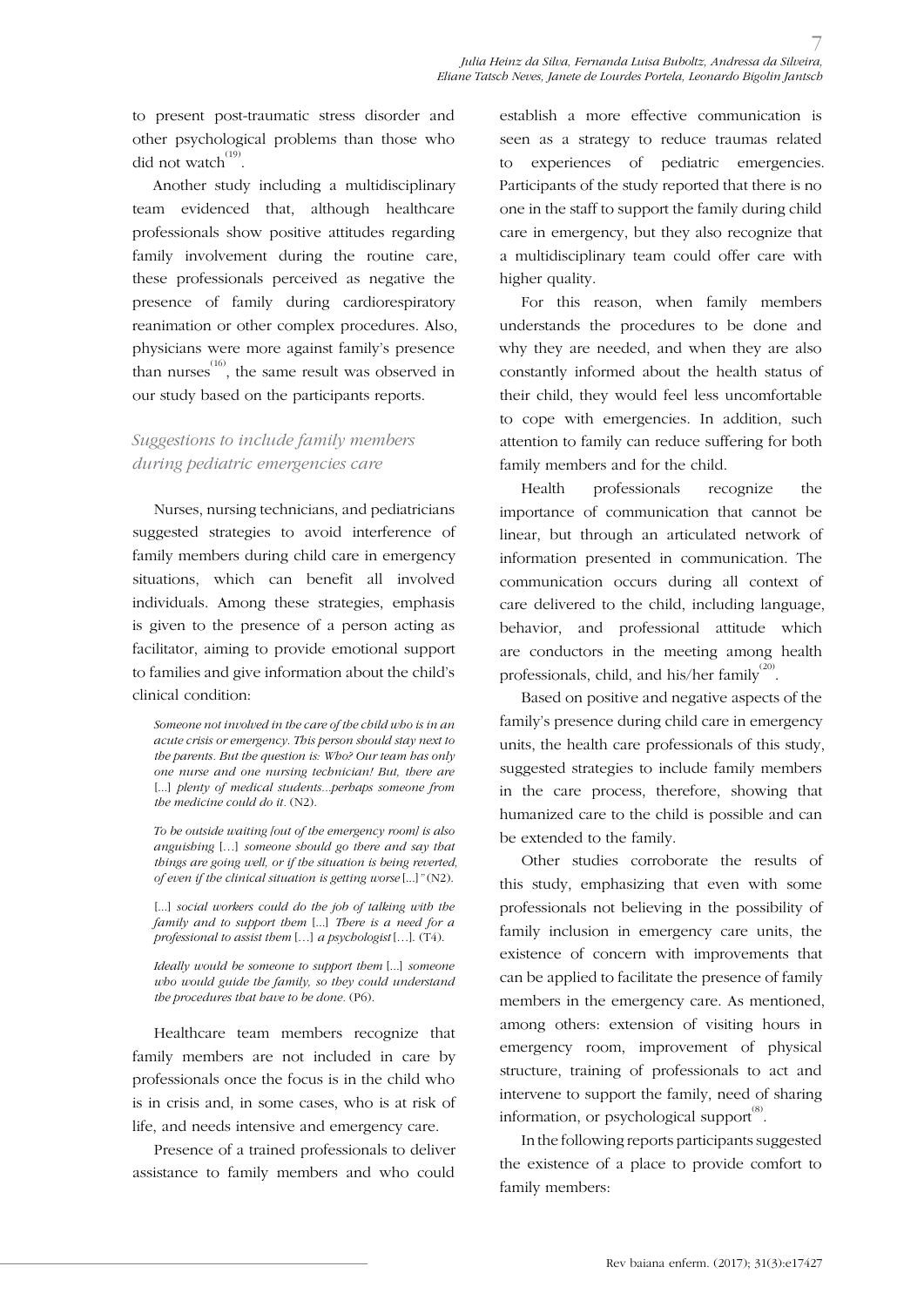to present post-traumatic stress disorder and other psychological problems than those who did not watch[19].

Another study including a multidisciplinary team evidenced that, although healthcare professionals show positive attitudes regarding family involvement during the routine care, these professionals perceived as negative the presence of family during cardiorespiratory reanimation or other complex procedures. Also, physicians were more against family's presence than nurses[16], the same result was observed in our study based on the participants reports.

### *Suggestions to include family members during pediatric emergencies care*

Nurses, nursing technicians, and pediatricians suggested strategies to avoid interference of family members during child care in emergency situations, which can benefit all involved individuals. Among these strategies, emphasis is given to the presence of a person acting as facilitator, aiming to provide emotional support to families and give information about the child's clinical condition:

> *Someone not involved in the care of the child who is in an acute crisis or emergency. This person should stay next to the parents. But the question is: Who? Our team has only one nurse and one nursing technician! But, there are* [...] *plenty of medical students...perhaps someone from the medicine could do it.* (N2).

> *To be outside waiting [out of the emergency room] is also anguishing* […] *someone should go there and say that things are going well, or if the situation is being reverted, of even if the clinical situation is getting worse* [...]*"* (N2).

> [...] *social workers could do the job of talking with the family and to support them* [...] *There is a need for a professional to assist them* […] *a psychologist* […]. (T4).

> *Ideally would be someone to support them* [...] *someone who would guide the family, so they could understand the procedures that have to be done.* (P6).

Healthcare team members recognize that family members are not included in care by professionals once the focus is in the child who is in crisis and, in some cases, who is at risk of life, and needs intensive and emergency care.

Presence of a trained professionals to deliver assistance to family members and who could establish a more effective communication is seen as a strategy to reduce traumas related to experiences of pediatric emergencies. Participants of the study reported that there is no one in the staff to support the family during child care in emergency, but they also recognize that a multidisciplinary team could offer care with higher quality.

For this reason, when family members understands the procedures to be done and why they are needed, and when they are also constantly informed about the health status of their child, they would feel less uncomfortable to cope with emergencies. In addition, such attention to family can reduce suffering for both family members and for the child.

Health professionals recognize the importance of communication that cannot be linear, but through an articulated network of information presented in communication. The communication occurs during all context of care delivered to the child, including language, behavior, and professional attitude which are conductors in the meeting among health professionals, child, and his/her family[20].

Based on positive and negative aspects of the family's presence during child care in emergency units, the health care professionals of this study, suggested strategies to include family members in the care process, therefore, showing that humanized care to the child is possible and can be extended to the family.

Other studies corroborate the results of this study, emphasizing that even with some professionals not believing in the possibility of family inclusion in emergency care units, the existence of concern with improvements that can be applied to facilitate the presence of family members in the emergency care. As mentioned, among others: extension of visiting hours in emergency room, improvement of physical structure, training of professionals to act and intervene to support the family, need of sharing information, or psychological support[8].

In the following reports participants suggested the existence of a place to provide comfort to family members: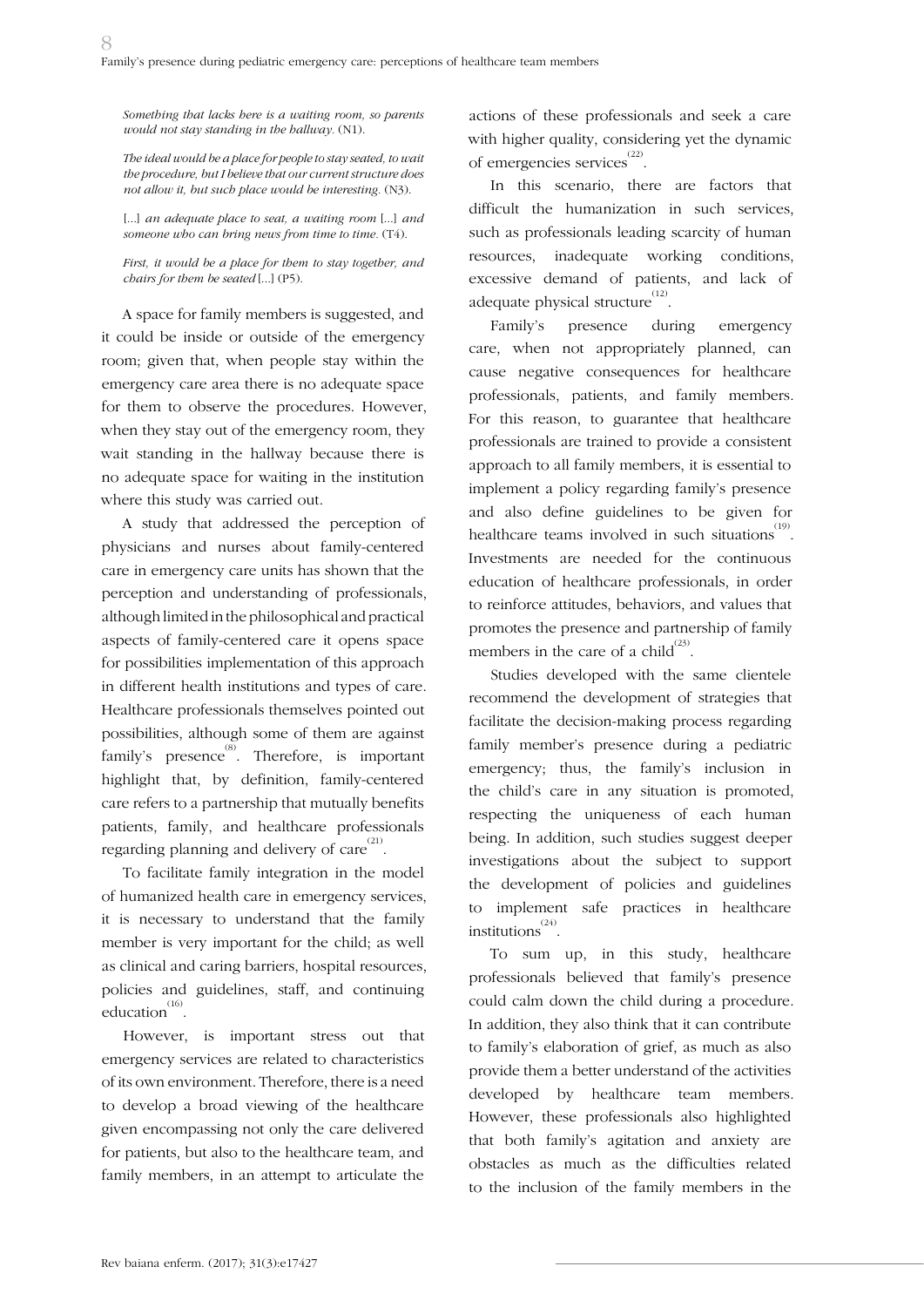*Something that lacks here is a waiting room, so parents would not stay standing in the hallway.* (N1).

*The ideal would be a place for people to stay seated, to wait the procedure, but I believe that our current structure does not allow it, but such place would be interesting.* (N3).

[...] *an adequate place to seat, a waiting room* [...] *and someone who can bring news from time to time.* (T4).

*First, it would be a place for them to stay together, and chairs for them be seated* [...] (P5).

A space for family members is suggested, and it could be inside or outside of the emergency room; given that, when people stay within the emergency care area there is no adequate space for them to observe the procedures. However, when they stay out of the emergency room, they wait standing in the hallway because there is no adequate space for waiting in the institution where this study was carried out.

A study that addressed the perception of physicians and nurses about family-centered care in emergency care units has shown that the perception and understanding of professionals, although limited in the philosophical and practical aspects of family-centered care it opens space for possibilities implementation of this approach in different health institutions and types of care. Healthcare professionals themselves pointed out possibilities, although some of them are against family's presence[8]. Therefore, is important highlight that, by definition, family-centered care refers to a partnership that mutually benefits patients, family, and healthcare professionals regarding planning and delivery of care[21].

To facilitate family integration in the model of humanized health care in emergency services, it is necessary to understand that the family member is very important for the child; as well as clinical and caring barriers, hospital resources, policies and guidelines, staff, and continuing education[16].

However, is important stress out that emergency services are related to characteristics of its own environment. Therefore, there is a need to develop a broad viewing of the healthcare given encompassing not only the care delivered for patients, but also to the healthcare team, and family members, in an attempt to articulate the actions of these professionals and seek a care with higher quality, considering yet the dynamic of emergencies services[22].

In this scenario, there are factors that difficult the humanization in such services, such as professionals leading scarcity of human resources, inadequate working conditions, excessive demand of patients, and lack of adequate physical structure[12].

Family's presence during emergency care, when not appropriately planned, can cause negative consequences for healthcare professionals, patients, and family members. For this reason, to guarantee that healthcare professionals are trained to provide a consistent approach to all family members, it is essential to implement a policy regarding family's presence and also define guidelines to be given for healthcare teams involved in such situations[19]. Investments are needed for the continuous education of healthcare professionals, in order to reinforce attitudes, behaviors, and values that promotes the presence and partnership of family members in the care of a child[23].

Studies developed with the same clientele recommend the development of strategies that facilitate the decision-making process regarding family member's presence during a pediatric emergency; thus, the family's inclusion in the child's care in any situation is promoted, respecting the uniqueness of each human being. In addition, such studies suggest deeper investigations about the subject to support the development of policies and guidelines to implement safe practices in healthcare institutions[24].

To sum up, in this study, healthcare professionals believed that family's presence could calm down the child during a procedure. In addition, they also think that it can contribute to family's elaboration of grief, as much as also provide them a better understand of the activities developed by healthcare team members. However, these professionals also highlighted that both family's agitation and anxiety are obstacles as much as the difficulties related to the inclusion of the family members in the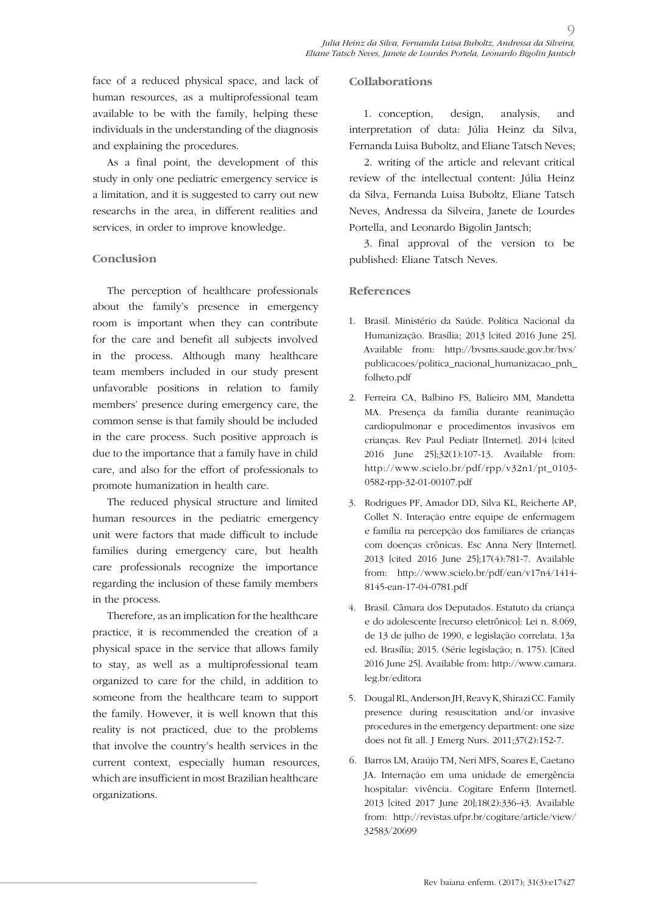face of a reduced physical space, and lack of human resources, as a multiprofessional team available to be with the family, helping these individuals in the understanding of the diagnosis and explaining the procedures.

As a final point, the development of this study in only one pediatric emergency service is a limitation, and it is suggested to carry out new researchs in the area, in different realities and services, in order to improve knowledge.

## Conclusion

The perception of healthcare professionals about the family's presence in emergency room is important when they can contribute for the care and benefit all subjects involved in the process. Although many healthcare team members included in our study present unfavorable positions in relation to family members' presence during emergency care, the common sense is that family should be included in the care process. Such positive approach is due to the importance that a family have in child care, and also for the effort of professionals to promote humanization in health care.

The reduced physical structure and limited human resources in the pediatric emergency unit were factors that made difficult to include families during emergency care, but health care professionals recognize the importance regarding the inclusion of these family members in the process.

Therefore, as an implication for the healthcare practice, it is recommended the creation of a physical space in the service that allows family to stay, as well as a multiprofessional team organized to care for the child, in addition to someone from the healthcare team to support the family. However, it is well known that this reality is not practiced, due to the problems that involve the country's health services in the current context, especially human resources, which are insufficient in most Brazilian healthcare organizations.

## Collaborations

1. conception, design, analysis, and interpretation of data: Júlia Heinz da Silva, Fernanda Luisa Buboltz, and Eliane Tatsch Neves;

2. writing of the article and relevant critical review of the intellectual content: Júlia Heinz da Silva, Fernanda Luisa Buboltz, Eliane Tatsch Neves, Andressa da Silveira, Janete de Lourdes Portella, and Leonardo Bigolin Jantsch;

3. final approval of the version to be published: Eliane Tatsch Neves.

## References

1. Brasil. Ministério da Saúde. Política Nacional da Humanização. Brasília; 2013 [cited 2016 June 25]. Available from: http://bvsms.saude.gov.br/bvs/publicacoes/politica_nacional_humanizacao_pnh_folheto.pdf

2. Ferreira CA, Balbino FS, Balieiro MM, Mandetta MA. Presença da família durante reanimação cardiopulmonar e procedimentos invasivos em crianças. Rev Paul Pediatr [Internet]. 2014 [cited 2016 June 25];32(1):107-13. Available from: http://www.scielo.br/pdf/rpp/v32n1/pt_0103-0582-rpp-32-01-00107.pdf

3. Rodrigues PF, Amador DD, Silva KL, Reicherte AP, Collet N. Interação entre equipe de enfermagem e família na percepção dos familiares de crianças com doenças crônicas. Esc Anna Nery [Internet]. 2013 [cited 2016 June 25];17(4):781-7. Available from: http://www.scielo.br/pdf/ean/v17n4/1414-8145-ean-17-04-0781.pdf

4. Brasil. Câmara dos Deputados. Estatuto da criança e do adolescente [recurso eletrônico]: Lei n. 8.069, de 13 de julho de 1990, e legislação correlata. 13a ed. Brasília; 2015. (Série legislação; n. 175). [Cited 2016 June 25]. Available from: http://www.camara.leg.br/editora

5. Dougal RL, Anderson JH, Reavy K, Shirazi CC. Family presence during resuscitation and/or invasive procedures in the emergency department: one size does not fit all. J Emerg Nurs. 2011;37(2):152-7.

6. Barros LM, Araújo TM, Neri MFS, Soares E, Caetano JA. Internação em uma unidade de emergência hospitalar: vivência. Cogitare Enferm [Internet]. 2013 [cited 2017 June 20];18(2):336-43. Available from: http://revistas.ufpr.br/cogitare/article/view/32583/20699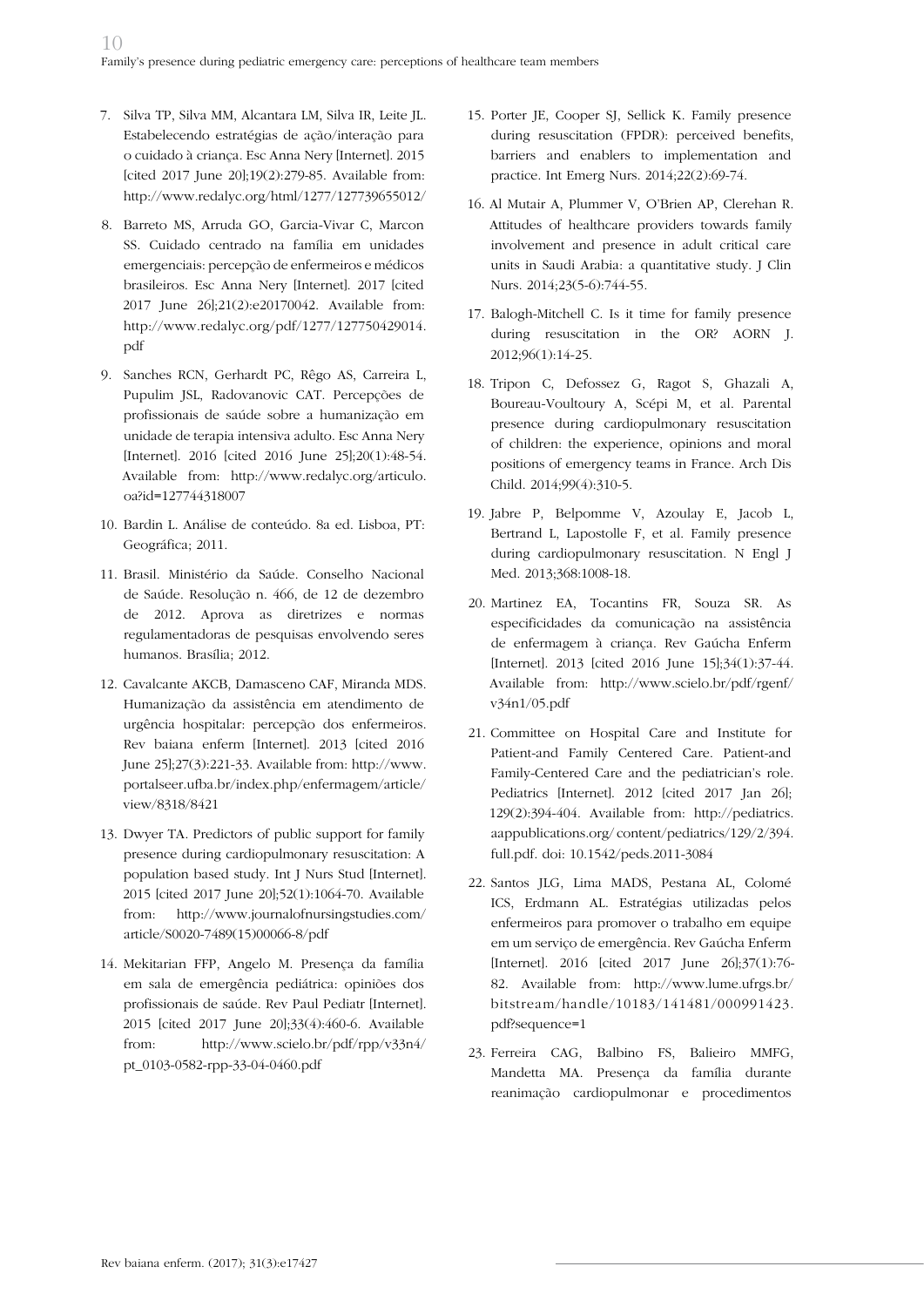7. Silva TP, Silva MM, Alcantara LM, Silva IR, Leite JL. Estabelecendo estratégias de ação/interação para o cuidado à criança. Esc Anna Nery [Internet]. 2015 [cited 2017 June 20];19(2):279-85. Available from: http://www.redalyc.org/html/1277/127739655012/

8. Barreto MS, Arruda GO, Garcia-Vivar C, Marcon SS. Cuidado centrado na família em unidades emergenciais: percepção de enfermeiros e médicos brasileiros. Esc Anna Nery [Internet]. 2017 [cited 2017 June 26];21(2):e20170042. Available from: http://www.redalyc.org/pdf/1277/127750429014.pdf

9. Sanches RCN, Gerhardt PC, Rêgo AS, Carreira L, Pupulim JSL, Radovanovic CAT. Percepções de profissionais de saúde sobre a humanização em unidade de terapia intensiva adulto. Esc Anna Nery [Internet]. 2016 [cited 2016 June 25];20(1):48-54. Available from: http://www.redalyc.org/articulo.oa?id=127744318007

10. Bardin L. Análise de conteúdo. 8a ed. Lisboa, PT: Geográfica; 2011.

11. Brasil. Ministério da Saúde. Conselho Nacional de Saúde. Resolução n. 466, de 12 de dezembro de 2012. Aprova as diretrizes e normas regulamentadoras de pesquisas envolvendo seres humanos. Brasília; 2012.

12. Cavalcante AKCB, Damasceno CAF, Miranda MDS. Humanização da assistência em atendimento de urgência hospitalar: percepção dos enfermeiros. Rev baiana enferm [Internet]. 2013 [cited 2016 June 25];27(3):221-33. Available from: http://www.portalseer.ufba.br/index.php/enfermagem/article/view/8318/8421

13. Dwyer TA. Predictors of public support for family presence during cardiopulmonary resuscitation: A population based study. Int J Nurs Stud [Internet]. 2015 [cited 2017 June 20];52(1):1064-70. Available from: http://www.journalofnursingstudies.com/article/S0020-7489(15)00066-8/pdf

14. Mekitarian FFP, Angelo M. Presença da família em sala de emergência pediátrica: opiniões dos profissionais de saúde. Rev Paul Pediatr [Internet]. 2015 [cited 2017 June 20];33(4):460-6. Available from: http://www.scielo.br/pdf/rpp/v33n4/pt_0103-0582-rpp-33-04-0460.pdf

15. Porter JE, Cooper SJ, Sellick K. Family presence during resuscitation (FPDR): perceived benefits, barriers and enablers to implementation and practice. Int Emerg Nurs. 2014;22(2):69-74.

16. Al Mutair A, Plummer V, O'Brien AP, Clerehan R. Attitudes of healthcare providers towards family involvement and presence in adult critical care units in Saudi Arabia: a quantitative study. J Clin Nurs. 2014;23(5-6):744-55.

17. Balogh-Mitchell C. Is it time for family presence during resuscitation in the OR? AORN J. 2012;96(1):14-25.

18. Tripon C, Defossez G, Ragot S, Ghazali A, Boureau-Voultoury A, Scépi M, et al. Parental presence during cardiopulmonary resuscitation of children: the experience, opinions and moral positions of emergency teams in France. Arch Dis Child. 2014;99(4):310-5.

19. Jabre P, Belpomme V, Azoulay E, Jacob L, Bertrand L, Lapostolle F, et al. Family presence during cardiopulmonary resuscitation. N Engl J Med. 2013;368:1008-18.

20. Martinez EA, Tocantins FR, Souza SR. As especificidades da comunicação na assistência de enfermagem à criança. Rev Gaúcha Enferm [Internet]. 2013 [cited 2016 June 15];34(1):37-44. Available from: http://www.scielo.br/pdf/rgenf/v34n1/05.pdf

21. Committee on Hospital Care and Institute for Patient-and Family Centered Care. Patient-and Family-Centered Care and the pediatrician's role. Pediatrics [Internet]. 2012 [cited 2017 Jan 26]; 129(2):394-404. Available from: http://pediatrics.aappublications.org/ content/pediatrics/129/2/394.full.pdf. doi: 10.1542/peds.2011-3084

22. Santos JLG, Lima MADS, Pestana AL, Colomé ICS, Erdmann AL. Estratégias utilizadas pelos enfermeiros para promover o trabalho em equipe em um serviço de emergência. Rev Gaúcha Enferm [Internet]. 2016 [cited 2017 June 26];37(1):76-82. Available from: http://www.lume.ufrgs.br/bitstream/handle/10183/141481/000991423.pdf?sequence=1

23. Ferreira CAG, Balbino FS, Balieiro MMFG, Mandetta MA. Presença da família durante reanimação cardiopulmonar e procedimentos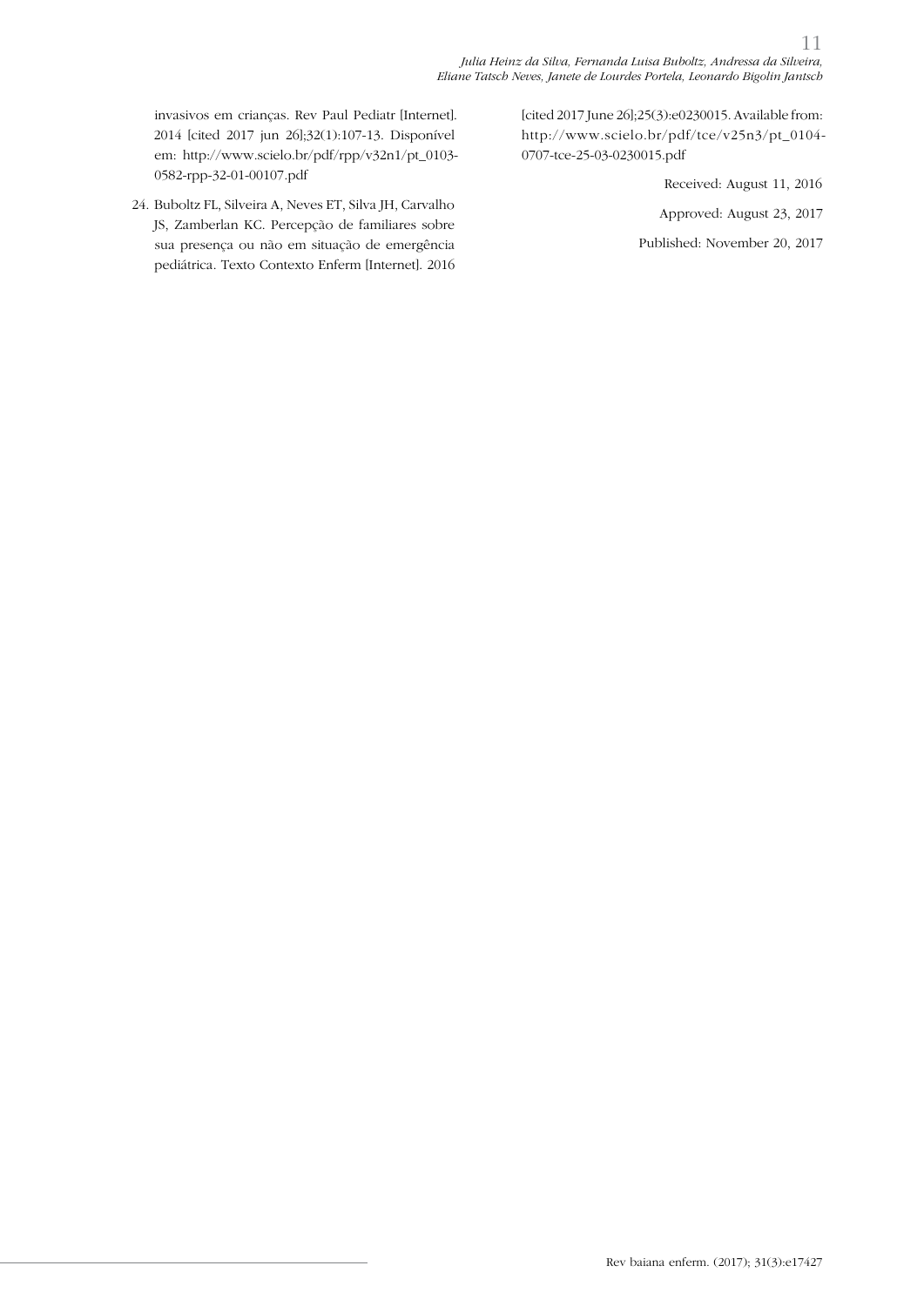invasivos em crianças. Rev Paul Pediatr [Internet]. 2014 [cited 2017 jun 26];32(1):107-13. Disponível em: http://www.scielo.br/pdf/rpp/v32n1/pt_0103-0582-rpp-32-01-00107.pdf

24. Buboltz FL, Silveira A, Neves ET, Silva JH, Carvalho JS, Zamberlan KC. Percepção de familiares sobre sua presença ou não em situação de emergência pediátrica. Texto Contexto Enferm [Internet]. 2016 [cited 2017 June 26];25(3):e0230015. Available from: http://www.scielo.br/pdf/tce/v25n3/pt_0104-0707-tce-25-03-0230015.pdf

Received: August 11, 2016

Approved: August 23, 2017

Published: November 20, 2017